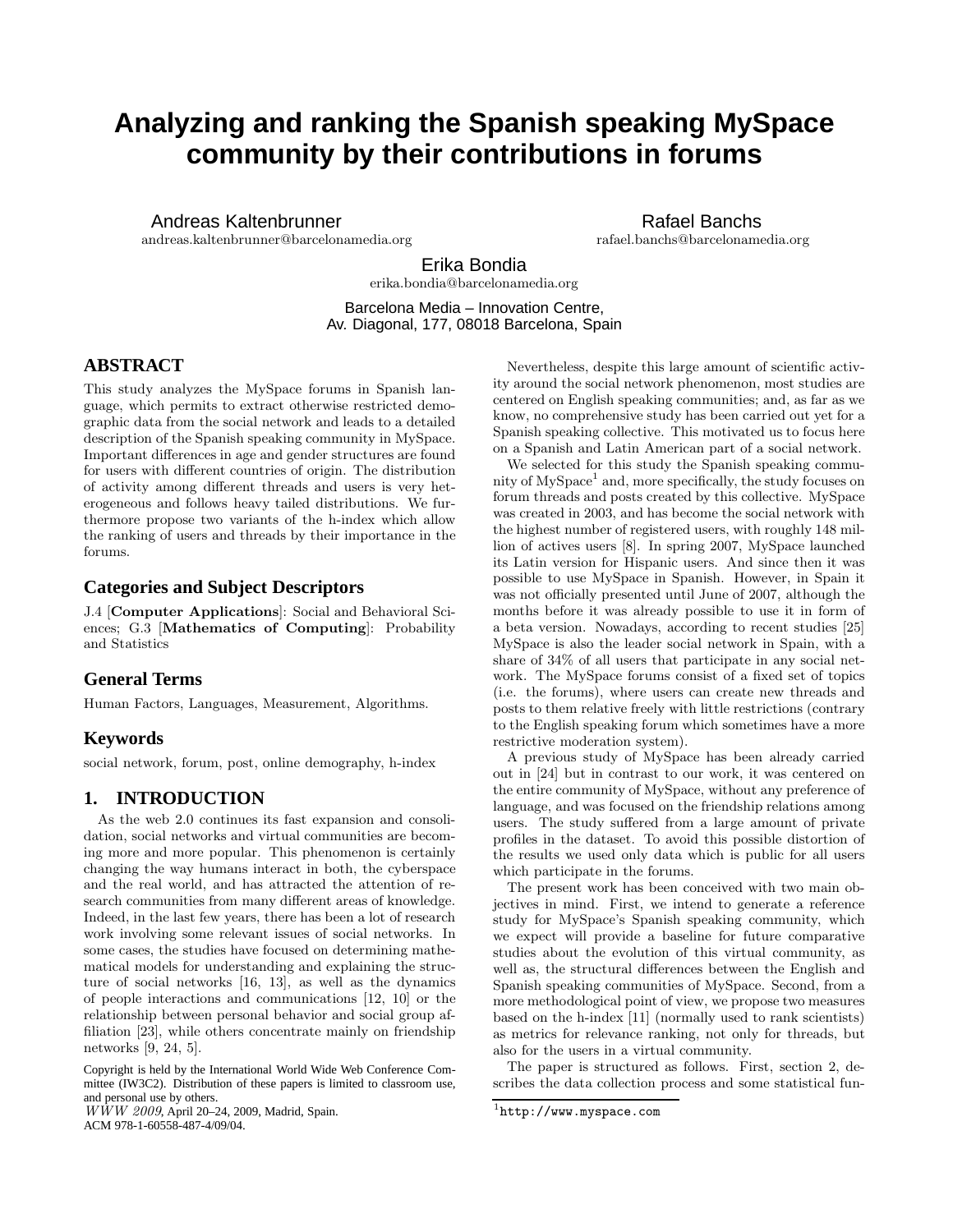# Analyzing and ranking the Spanish speaking MySpace community by their contributions in forums

Andreas Kaltenbrunner
andreas.kaltenbrunner@barcelonamedia.org

Rafael Banchs
rafael.banchs@barcelonamedia.org

Erika Bondia
erika.bondia@barcelonamedia.org

Barcelona Media – Innovation Centre,
Av. Diagonal, 177, 08018 Barcelona, Spain

## ABSTRACT

This study analyzes the MySpace forums in Spanish language, which permits to extract otherwise restricted demographic data from the social network and leads to a detailed description of the Spanish speaking community in MySpace. Important differences in age and gender structures are found for users with different countries of origin. The distribution of activity among different threads and users is very heterogeneous and follows heavy tailed distributions. We furthermore propose two variants of the h-index which allow the ranking of users and threads by their importance in the forums.

## Categories and Subject Descriptors

J.4 [**Computer Applications**]: Social and Behavioral Sciences; G.3 [**Mathematics of Computing**]: Probability and Statistics

## General Terms

Human Factors, Languages, Measurement, Algorithms.

## Keywords

social network, forum, post, online demography, h-index

## 1. INTRODUCTION

As the web 2.0 continues its fast expansion and consolidation, social networks and virtual communities are becoming more and more popular. This phenomenon is certainly changing the way humans interact in both, the cyberspace and the real world, and has attracted the attention of research communities from many different areas of knowledge. Indeed, in the last few years, there has been a lot of research work involving some relevant issues of social networks. In some cases, the studies have focused on determining mathematical models for understanding and explaining the structure of social networks [16, 13], as well as the dynamics of people interactions and communications [12, 10] or the relationship between personal behavior and social group affiliation [23], while others concentrate mainly on friendship networks [9, 24, 5].

Copyright is held by the International World Wide Web Conference Committee (IW3C2). Distribution of these papers is limited to classroom use, and personal use by others.
*WWW 2009*, April 20–24, 2009, Madrid, Spain.
ACM 978-1-60558-487-4/09/04.

Nevertheless, despite this large amount of scientific activity around the social network phenomenon, most studies are centered on English speaking communities; and, as far as we know, no comprehensive study has been carried out yet for a Spanish speaking collective. This motivated us to focus here on a Spanish and Latin American part of a social network.

We selected for this study the Spanish speaking community of MySpace[1] and, more specifically, the study focuses on forum threads and posts created by this collective. MySpace was created in 2003, and has become the social network with the highest number of registered users, with roughly 148 million of actives users [8]. In spring 2007, MySpace launched its Latin version for Hispanic users. And since then it was possible to use MySpace in Spanish. However, in Spain it was not officially presented until June of 2007, although the months before it was already possible to use it in form of a beta version. Nowadays, according to recent studies [25] MySpace is also the leader social network in Spain, with a share of 34% of all users that participate in any social network. The MySpace forums consist of a fixed set of topics (i.e. the forums), where users can create new threads and posts to them relative freely with little restrictions (contrary to the English speaking forum which sometimes have a more restrictive moderation system).

A previous study of MySpace has been already carried out in [24] but in contrast to our work, it was centered on the entire community of MySpace, without any preference of language, and was focused on the friendship relations among users. The study suffered from a large amount of private profiles in the dataset. To avoid this possible distortion of the results we used only data which is public for all users which participate in the forums.

The present work has been conceived with two main objectives in mind. First, we intend to generate a reference study for MySpace's Spanish speaking community, which we expect will provide a baseline for future comparative studies about the evolution of this virtual community, as well as, the structural differences between the English and Spanish speaking communities of MySpace. Second, from a more methodological point of view, we propose two measures based on the h-index [11] (normally used to rank scientists) as metrics for relevance ranking, not only for threads, but also for the users in a virtual community.

The paper is structured as follows. First, section 2, describes the data collection process and some statistical fun-

[1] `http://www.myspace.com`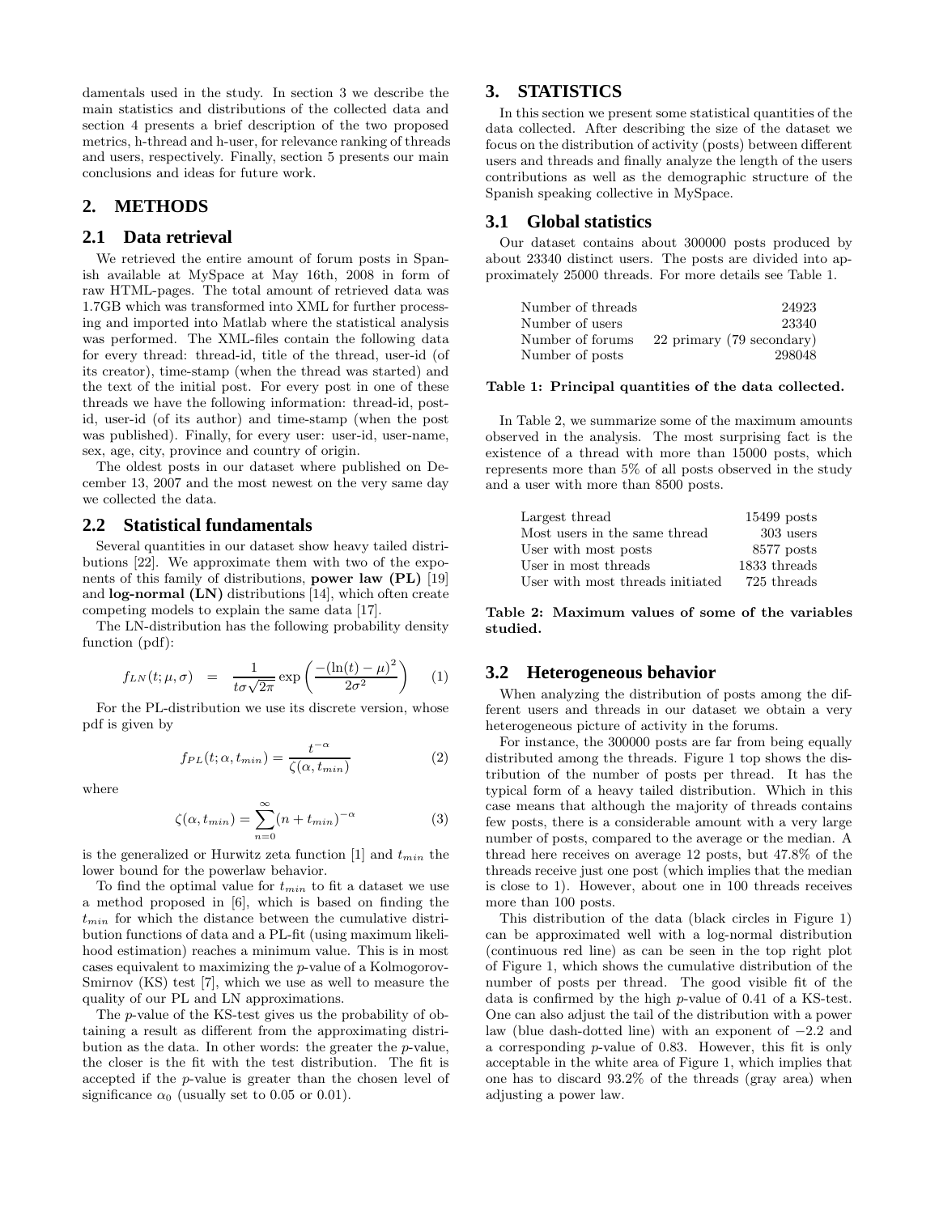damentals used in the study. In section 3 we describe the main statistics and distributions of the collected data and section 4 presents a brief description of the two proposed metrics, h-thread and h-user, for relevance ranking of threads and users, respectively. Finally, section 5 presents our main conclusions and ideas for future work.

## 2. METHODS

### 2.1 Data retrieval

We retrieved the entire amount of forum posts in Spanish available at MySpace at May 16th, 2008 in form of raw HTML-pages. The total amount of retrieved data was 1.7GB which was transformed into XML for further processing and imported into Matlab where the statistical analysis was performed. The XML-files contain the following data for every thread: thread-id, title of the thread, user-id (of its creator), time-stamp (when the thread was started) and the text of the initial post. For every post in one of these threads we have the following information: thread-id, post-id, user-id (of its author) and time-stamp (when the post was published). Finally, for every user: user-id, user-name, sex, age, city, province and country of origin.

The oldest posts in our dataset where published on December 13, 2007 and the most newest on the very same day we collected the data.

### 2.2 Statistical fundamentals

Several quantities in our dataset show heavy tailed distributions [22]. We approximate them with two of the exponents of this family of distributions, **power law (PL)** [19] and **log-normal (LN)** distributions [14], which often create competing models to explain the same data [17].

The LN-distribution has the following probability density function (pdf):

$$f_{LN}(t;\mu,\sigma) \quad = \quad \frac{1}{t\sigma\sqrt{2\pi}}\exp\left(\frac{-(\ln(t)-\mu)^2}{2\sigma^2}\right) \qquad (1)$$

For the PL-distribution we use its discrete version, whose pdf is given by

$$f_{PL}(t;\alpha,t_{min}) = \frac{t^{-\alpha}}{\zeta(\alpha,t_{min})} \qquad (2)$$

where

$$\zeta(\alpha,t_{min}) = \sum_{n=0}^{\infty}(n+t_{min})^{-\alpha} \qquad (3)$$

is the generalized or Hurwitz zeta function [1] and $t_{min}$ the lower bound for the powerlaw behavior.

To find the optimal value for $t_{min}$ to fit a dataset we use a method proposed in [6], which is based on finding the $t_{min}$ for which the distance between the cumulative distribution functions of data and a PL-fit (using maximum likelihood estimation) reaches a minimum value. This is in most cases equivalent to maximizing the $p$-value of a Kolmogorov-Smirnov (KS) test [7], which we use as well to measure the quality of our PL and LN approximations.

The $p$-value of the KS-test gives us the probability of obtaining a result as different from the approximating distribution as the data. In other words: the greater the $p$-value, the closer is the fit with the test distribution. The fit is accepted if the $p$-value is greater than the chosen level of significance $\alpha_0$ (usually set to 0.05 or 0.01).

## 3. STATISTICS

In this section we present some statistical quantities of the data collected. After describing the size of the dataset we focus on the distribution of activity (posts) between different users and threads and finally analyze the length of the users contributions as well as the demographic structure of the Spanish speaking collective in MySpace.

### 3.1 Global statistics

Our dataset contains about 300000 posts produced by about 23340 distinct users. The posts are divided into approximately 25000 threads. For more details see Table 1.

| | |
|---|---|
| Number of threads | 24923 |
| Number of users | 23340 |
| Number of forums | 22 primary (79 secondary) |
| Number of posts | 298048 |

**Table 1: Principal quantities of the data collected.**

In Table 2, we summarize some of the maximum amounts observed in the analysis. The most surprising fact is the existence of a thread with more than 15000 posts, which represents more than 5% of all posts observed in the study and a user with more than 8500 posts.

| | |
|---|---|
| Largest thread | 15499 posts |
| Most users in the same thread | 303 users |
| User with most posts | 8577 posts |
| User in most threads | 1833 threads |
| User with most threads initiated | 725 threads |

**Table 2: Maximum values of some of the variables studied.**

### 3.2 Heterogeneous behavior

When analyzing the distribution of posts among the different users and threads in our dataset we obtain a very heterogeneous picture of activity in the forums.

For instance, the 300000 posts are far from being equally distributed among the threads. Figure 1 top shows the distribution of the number of posts per thread. It has the typical form of a heavy tailed distribution. Which in this case means that although the majority of threads contains few posts, there is a considerable amount with a very large number of posts, compared to the average or the median. A thread here receives on average 12 posts, but 47.8% of the threads receive just one post (which implies that the median is close to 1). However, about one in 100 threads receives more than 100 posts.

This distribution of the data (black circles in Figure 1) can be approximated well with a log-normal distribution (continuous red line) as can be seen in the top right plot of Figure 1, which shows the cumulative distribution of the number of posts per thread. The good visible fit of the data is confirmed by the high $p$-value of 0.41 of a KS-test. One can also adjust the tail of the distribution with a power law (blue dash-dotted line) with an exponent of $-2.2$ and a corresponding $p$-value of 0.83. However, this fit is only acceptable in the white area of Figure 1, which implies that one has to discard 93.2% of the threads (gray area) when adjusting a power law.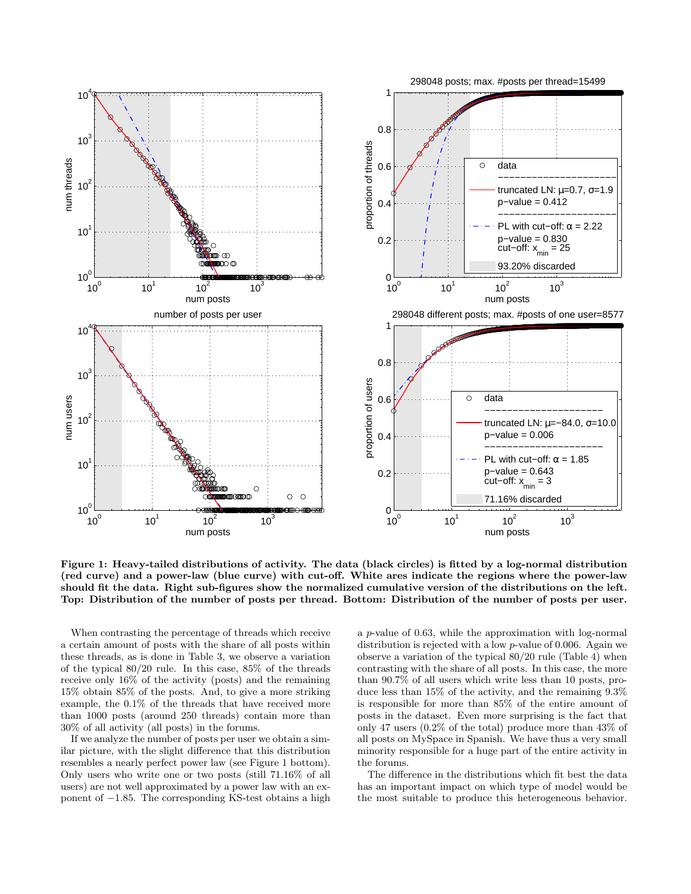**Figure 1: Heavy-tailed distributions of activity. The data (black circles) is fitted by a log-normal distribution (red curve) and a power-law (blue curve) with cut-off. White ares indicate the regions where the power-law should fit the data. Right sub-figures show the normalized cumulative version of the distributions on the left. Top: Distribution of the number of posts per thread. Bottom: Distribution of the number of posts per user.**

When contrasting the percentage of threads which receive a certain amount of posts with the share of all posts within these threads, as is done in Table 3, we observe a variation of the typical 80/20 rule. In this case, 85% of the threads receive only 16% of the activity (posts) and the remaining 15% obtain 85% of the posts. And, to give a more striking example, the 0.1% of the threads that have received more than 1000 posts (around 250 threads) contain more than 30% of all activity (all posts) in the forums.

If we analyze the number of posts per user we obtain a similar picture, with the slight difference that this distribution resembles a nearly perfect power law (see Figure 1 bottom). Only users who write one or two posts (still 71.16% of all users) are not well approximated by a power law with an exponent of −1.85. The corresponding KS-test obtains a high a $p$-value of 0.63, while the approximation with log-normal distribution is rejected with a low $p$-value of 0.006. Again we observe a variation of the typical 80/20 rule (Table 4) when contrasting with the share of all posts. In this case, the more than 90.7% of all users which write less than 10 posts, produce less than 15% of the activity, and the remaining 9.3% is responsible for more than 85% of the entire amount of posts in the dataset. Even more surprising is the fact that only 47 users (0.2% of the total) produce more than 43% of all posts on MySpace in Spanish. We have thus a very small minority responsible for a huge part of the entire activity in the forums.

The difference in the distributions which fit best the data has an important impact on which type of model would be the most suitable to produce this heterogeneous behavior.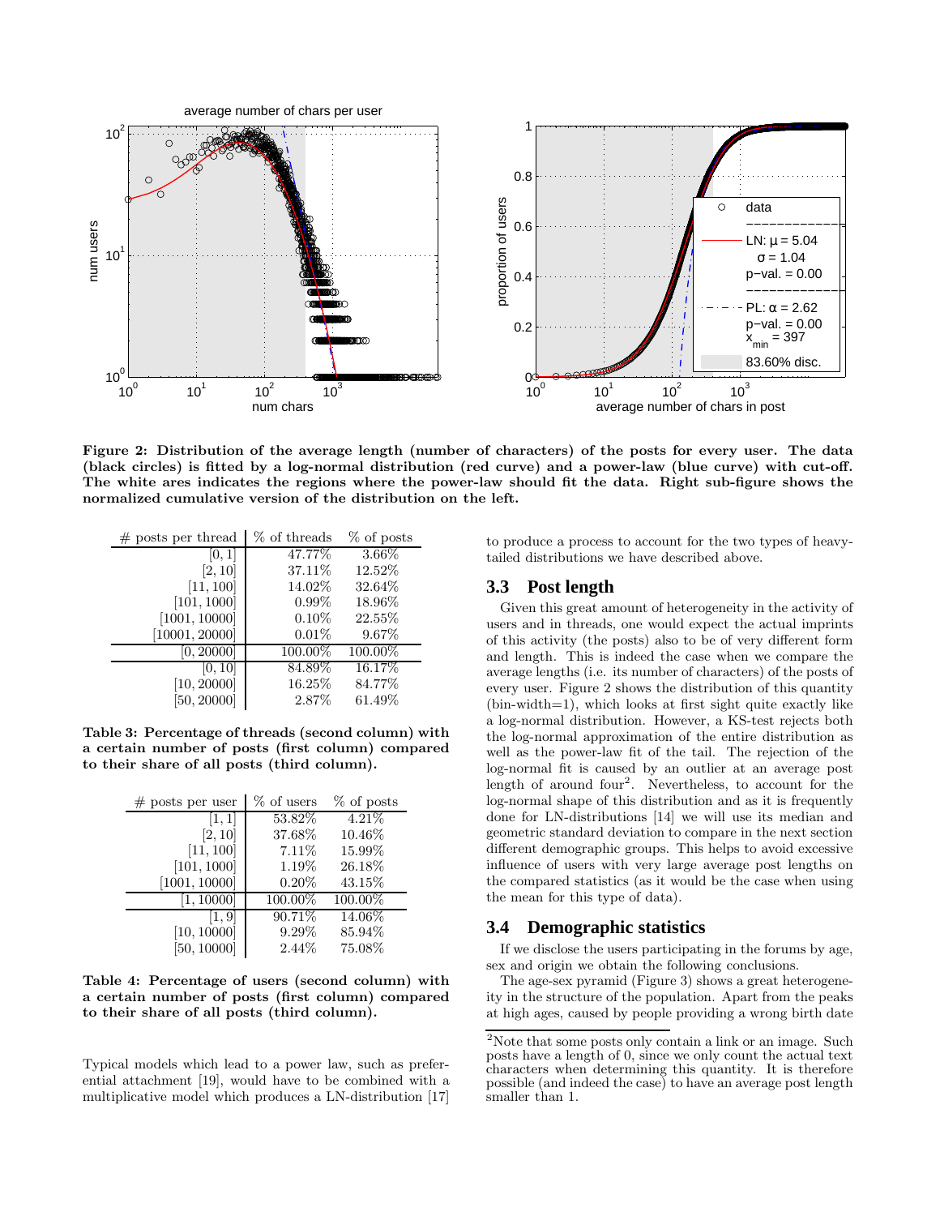Figure 2: Distribution of the average length (number of characters) of the posts for every user. The data (black circles) is fitted by a log-normal distribution (red curve) and a power-law (blue curve) with cut-off. The white ares indicates the regions where the power-law should fit the data. Right sub-figure shows the normalized cumulative version of the distribution on the left.

| # posts per thread | % of threads | % of posts |
|---|---|---|
| [0, 1] | 47.77% | 3.66% |
| [2, 10] | 37.11% | 12.52% |
| [11, 100] | 14.02% | 32.64% |
| [101, 1000] | 0.99% | 18.96% |
| [1001, 10000] | 0.10% | 22.55% |
| [10001, 20000] | 0.01% | 9.67% |
| [0, 20000] | 100.00% | 100.00% |
| [0, 10] | 84.89% | 16.17% |
| [10, 20000] | 16.25% | 84.77% |
| [50, 20000] | 2.87% | 61.49% |

**Table 3: Percentage of threads (second column) with a certain number of posts (first column) compared to their share of all posts (third column).**

| # posts per user | % of users | % of posts |
|---|---|---|
| [1, 1] | 53.82% | 4.21% |
| [2, 10] | 37.68% | 10.46% |
| [11, 100] | 7.11% | 15.99% |
| [101, 1000] | 1.19% | 26.18% |
| [1001, 10000] | 0.20% | 43.15% |
| [1, 10000] | 100.00% | 100.00% |
| [1, 9] | 90.71% | 14.06% |
| [10, 10000] | 9.29% | 85.94% |
| [50, 10000] | 2.44% | 75.08% |

**Table 4: Percentage of users (second column) with a certain number of posts (first column) compared to their share of all posts (third column).**

Typical models which lead to a power law, such as preferential attachment [19], would have to be combined with a multiplicative model which produces a LN-distribution [17] to produce a process to account for the two types of heavy-tailed distributions we have described above.

### 3.3 Post length

Given this great amount of heterogeneity in the activity of users and in threads, one would expect the actual imprints of this activity (the posts) also to be of very different form and length. This is indeed the case when we compare the average lengths (i.e. its number of characters) of the posts of every user. Figure 2 shows the distribution of this quantity (bin-width=1), which looks at first sight quite exactly like a log-normal distribution. However, a KS-test rejects both the log-normal approximation of the entire distribution as well as the power-law fit of the tail. The rejection of the log-normal fit is caused by an outlier at an average post length of around four[2]. Nevertheless, to account for the log-normal shape of this distribution and as it is frequently done for LN-distributions [14] we will use its median and geometric standard deviation to compare in the next section different demographic groups. This helps to avoid excessive influence of users with very large average post lengths on the compared statistics (as it would be the case when using the mean for this type of data).

### 3.4 Demographic statistics

If we disclose the users participating in the forums by age, sex and origin we obtain the following conclusions.

The age-sex pyramid (Figure 3) shows a great heterogeneity in the structure of the population. Apart from the peaks at high ages, caused by people providing a wrong birth date

[2] Note that some posts only contain a link or an image. Such posts have a length of 0, since we only count the actual text characters when determining this quantity. It is therefore possible (and indeed the case) to have an average post length smaller than 1.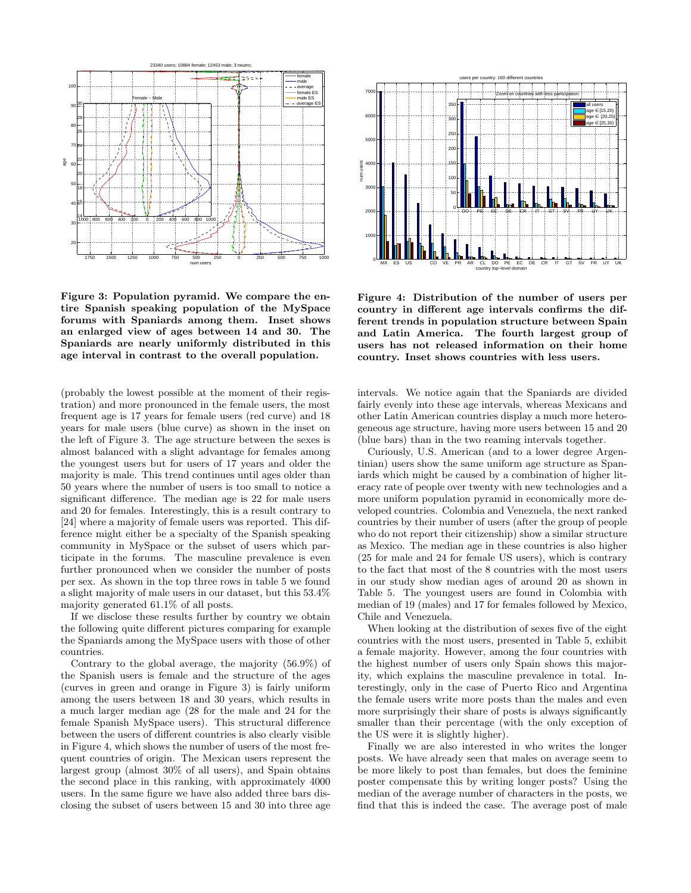**Figure 3: Population pyramid. We compare the entire Spanish speaking population of the MySpace forums with Spaniards among them. Inset shows an enlarged view of ages between 14 and 30. The Spaniards are nearly uniformly distributed in this age interval in contrast to the overall population.**

**Figure 4: Distribution of the number of users per country in different age intervals confirms the different trends in population structure between Spain and Latin America. The fourth largest group of users has not released information on their home country. Inset shows countries with less users.**

(probably the lowest possible at the moment of their registration) and more pronounced in the female users, the most frequent age is 17 years for female users (red curve) and 18 years for male users (blue curve) as shown in the inset on the left of Figure 3. The age structure between the sexes is almost balanced with a slight advantage for females among the youngest users but for users of 17 years and older the majority is male. This trend continues until ages older than 50 years where the number of users is too small to notice a significant difference. The median age is 22 for male users and 20 for females. Interestingly, this is a result contrary to [24] where a majority of female users was reported. This difference might either be a specialty of the Spanish speaking community in MySpace or the subset of users which participate in the forums. The masculine prevalence is even further pronounced when we consider the number of posts per sex. As shown in the top three rows in table 5 we found a slight majority of male users in our dataset, but this 53.4% majority generated 61.1% of all posts.

If we disclose these results further by country we obtain the following quite different pictures comparing for example the Spaniards among the MySpace users with those of other countries.

Contrary to the global average, the majority (56.9%) of the Spanish users is female and the structure of the ages (curves in green and orange in Figure 3) is fairly uniform among the users between 18 and 30 years, which results in a much larger median age (28 for the male and 24 for the female Spanish MySpace users). This structural difference between the users of different countries is also clearly visible in Figure 4, which shows the number of users of the most frequent countries of origin. The Mexican users represent the largest group (almost 30% of all users), and Spain obtains the second place in this ranking, with approximately 4000 users. In the same figure we have also added three bars disclosing the subset of users between 15 and 30 into three age intervals. We notice again that the Spaniards are divided fairly evenly into these age intervals, whereas Mexicans and other Latin American countries display a much more heterogeneous age structure, having more users between 15 and 20 (blue bars) than in the two reaming intervals together.

Curiously, U.S. American (and to a lower degree Argentinian) users show the same uniform age structure as Spaniards which might be caused by a combination of higher literacy rate of people over twenty with new technologies and a more uniform population pyramid in economically more developed countries. Colombia and Venezuela, the next ranked countries by their number of users (after the group of people who do not report their citizenship) show a similar structure as Mexico. The median age in these countries is also higher (25 for male and 24 for female US users), which is contrary to the fact that most of the 8 countries with the most users in our study show median ages of around 20 as shown in Table 5. The youngest users are found in Colombia with median of 19 (males) and 17 for females followed by Mexico, Chile and Venezuela.

When looking at the distribution of sexes five of the eight countries with the most users, presented in Table 5, exhibit a female majority. However, among the four countries with the highest number of users only Spain shows this majority, which explains the masculine prevalence in total. Interestingly, only in the case of Puerto Rico and Argentina the female users write more posts than the males and even more surprisingly their share of posts is always significantly smaller than their percentage (with the only exception of the US were it is slightly higher).

Finally we are also interested in who writes the longer posts. We have already seen that males on average seem to be more likely to post than females, but does the feminine poster compensate this by writing longer posts? Using the median of the average number of characters in the posts, we find that this is indeed the case. The average post of male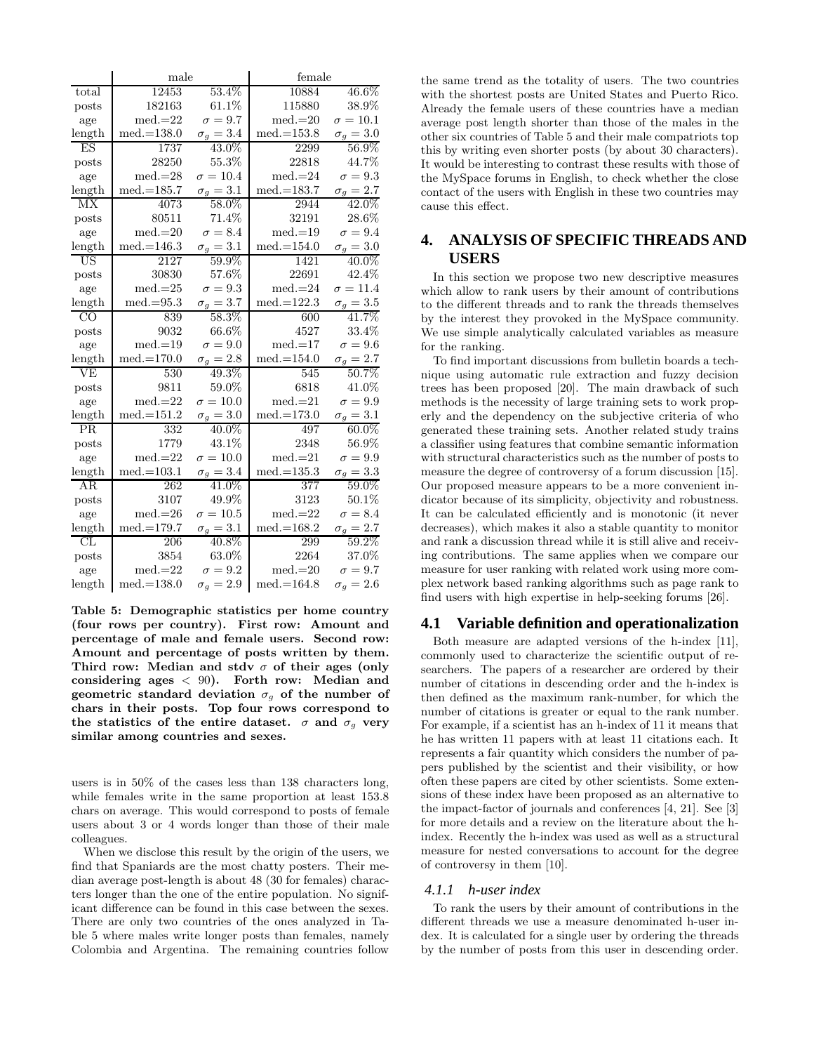| | male | | female | |
|---|---|---|---|---|
| total | 12453 | 53.4% | 10884 | 46.6% |
| posts | 182163 | 61.1% | 115880 | 38.9% |
| age | med.=22 | $\sigma = 9.7$ | med.=20 | $\sigma = 10.1$ |
| length | med.=138.0 | $\sigma_g = 3.4$ | med.=153.8 | $\sigma_g = 3.0$ |
| ES | 1737 | 43.0% | 2299 | 56.9% |
| posts | 28250 | 55.3% | 22818 | 44.7% |
| age | med.=28 | $\sigma = 10.4$ | med.=24 | $\sigma = 9.3$ |
| length | med.=185.7 | $\sigma_g = 3.1$ | med.=183.7 | $\sigma_g = 2.7$ |
| MX | 4073 | 58.0% | 2944 | 42.0% |
| posts | 80511 | 71.4% | 32191 | 28.6% |
| age | med.=20 | $\sigma = 8.4$ | med.=19 | $\sigma = 9.4$ |
| length | med.=146.3 | $\sigma_g = 3.1$ | med.=154.0 | $\sigma_g = 3.0$ |
| US | 2127 | 59.9% | 1421 | 40.0% |
| posts | 30830 | 57.6% | 22691 | 42.4% |
| age | med.=25 | $\sigma = 9.3$ | med.=24 | $\sigma = 11.4$ |
| length | med.=95.3 | $\sigma_g = 3.7$ | med.=122.3 | $\sigma_g = 3.5$ |
| CO | 839 | 58.3% | 600 | 41.7% |
| posts | 9032 | 66.6% | 4527 | 33.4% |
| age | med.=19 | $\sigma = 9.0$ | med.=17 | $\sigma = 9.6$ |
| length | med.=170.0 | $\sigma_g = 2.8$ | med.=154.0 | $\sigma_g = 2.7$ |
| VE | 530 | 49.3% | 545 | 50.7% |
| posts | 9811 | 59.0% | 6818 | 41.0% |
| age | med.=22 | $\sigma = 10.0$ | med.=21 | $\sigma = 9.9$ |
| length | med.=151.2 | $\sigma_g = 3.0$ | med.=173.0 | $\sigma_g = 3.1$ |
| PR | 332 | 40.0% | 497 | 60.0% |
| posts | 1779 | 43.1% | 2348 | 56.9% |
| age | med.=22 | $\sigma = 10.0$ | med.=21 | $\sigma = 9.9$ |
| length | med.=103.1 | $\sigma_g = 3.4$ | med.=135.3 | $\sigma_g = 3.3$ |
| AR | 262 | 41.0% | 377 | 59.0% |
| posts | 3107 | 49.9% | 3123 | 50.1% |
| age | med.=26 | $\sigma = 10.5$ | med.=22 | $\sigma = 8.4$ |
| length | med.=179.7 | $\sigma_g = 3.1$ | med.=168.2 | $\sigma_g = 2.7$ |
| CL | 206 | 40.8% | 299 | 59.2% |
| posts | 3854 | 63.0% | 2264 | 37.0% |
| age | med.=22 | $\sigma = 9.2$ | med.=20 | $\sigma = 9.7$ |
| length | med.=138.0 | $\sigma_g = 2.9$ | med.=164.8 | $\sigma_g = 2.6$ |

**Table 5: Demographic statistics per home country (four rows per country). First row: Amount and percentage of male and female users. Second row: Amount and percentage of posts written by them. Third row: Median and stdv $\sigma$ of their ages (only considering ages < 90). Forth row: Median and geometric standard deviation $\sigma_g$ of the number of chars in their posts. Top four rows correspond to the statistics of the entire dataset. $\sigma$ and $\sigma_g$ very similar among countries and sexes.**

users is in 50% of the cases less than 138 characters long, while females write in the same proportion at least 153.8 chars on average. This would correspond to posts of female users about 3 or 4 words longer than those of their male colleagues.

When we disclose this result by the origin of the users, we find that Spaniards are the most chatty posters. Their median average post-length is about 48 (30 for females) characters longer than the one of the entire population. No significant difference can be found in this case between the sexes. There are only two countries of the ones analyzed in Table 5 where males write longer posts than females, namely Colombia and Argentina. The remaining countries follow the same trend as the totality of users. The two countries with the shortest posts are United States and Puerto Rico. Already the female users of these countries have a median average post length shorter than those of the males in the other six countries of Table 5 and their male compatriots top this by writing even shorter posts (by about 30 characters). It would be interesting to contrast these results with those of the MySpace forums in English, to check whether the close contact of the users with English in these two countries may cause this effect.

## 4. ANALYSIS OF SPECIFIC THREADS AND USERS

In this section we propose two new descriptive measures which allow to rank users by their amount of contributions to the different threads and to rank the threads themselves by the interest they provoked in the MySpace community. We use simple analytically calculated variables as measure for the ranking.

To find important discussions from bulletin boards a technique using automatic rule extraction and fuzzy decision trees has been proposed [20]. The main drawback of such methods is the necessity of large training sets to work properly and the dependency on the subjective criteria of who generated these training sets. Another related study trains a classifier using features that combine semantic information with structural characteristics such as the number of posts to measure the degree of controversy of a forum discussion [15]. Our proposed measure appears to be a more convenient indicator because of its simplicity, objectivity and robustness. It can be calculated efficiently and is monotonic (it never decreases), which makes it also a stable quantity to monitor and rank a discussion thread while it is still alive and receiving contributions. The same applies when we compare our measure for user ranking with related work using more complex network based ranking algorithms such as page rank to find users with high expertise in help-seeking forums [26].

### 4.1 Variable definition and operationalization

Both measure are adapted versions of the h-index [11], commonly used to characterize the scientific output of researchers. The papers of a researcher are ordered by their number of citations in descending order and the h-index is then defined as the maximum rank-number, for which the number of citations is greater or equal to the rank number. For example, if a scientist has an h-index of 11 it means that he has written 11 papers with at least 11 citations each. It represents a fair quantity which considers the number of papers published by the scientist and their visibility, or how often these papers are cited by other scientists. Some extensions of these index have been proposed as an alternative to the impact-factor of journals and conferences [4, 21]. See [3] for more details and a review on the literature about the h-index. Recently the h-index was used as well as a structural measure for nested conversations to account for the degree of controversy in them [10].

#### 4.1.1 *h-user index*

To rank the users by their amount of contributions in the different threads we use a measure denominated h-user index. It is calculated for a single user by ordering the threads by the number of posts from this user in descending order.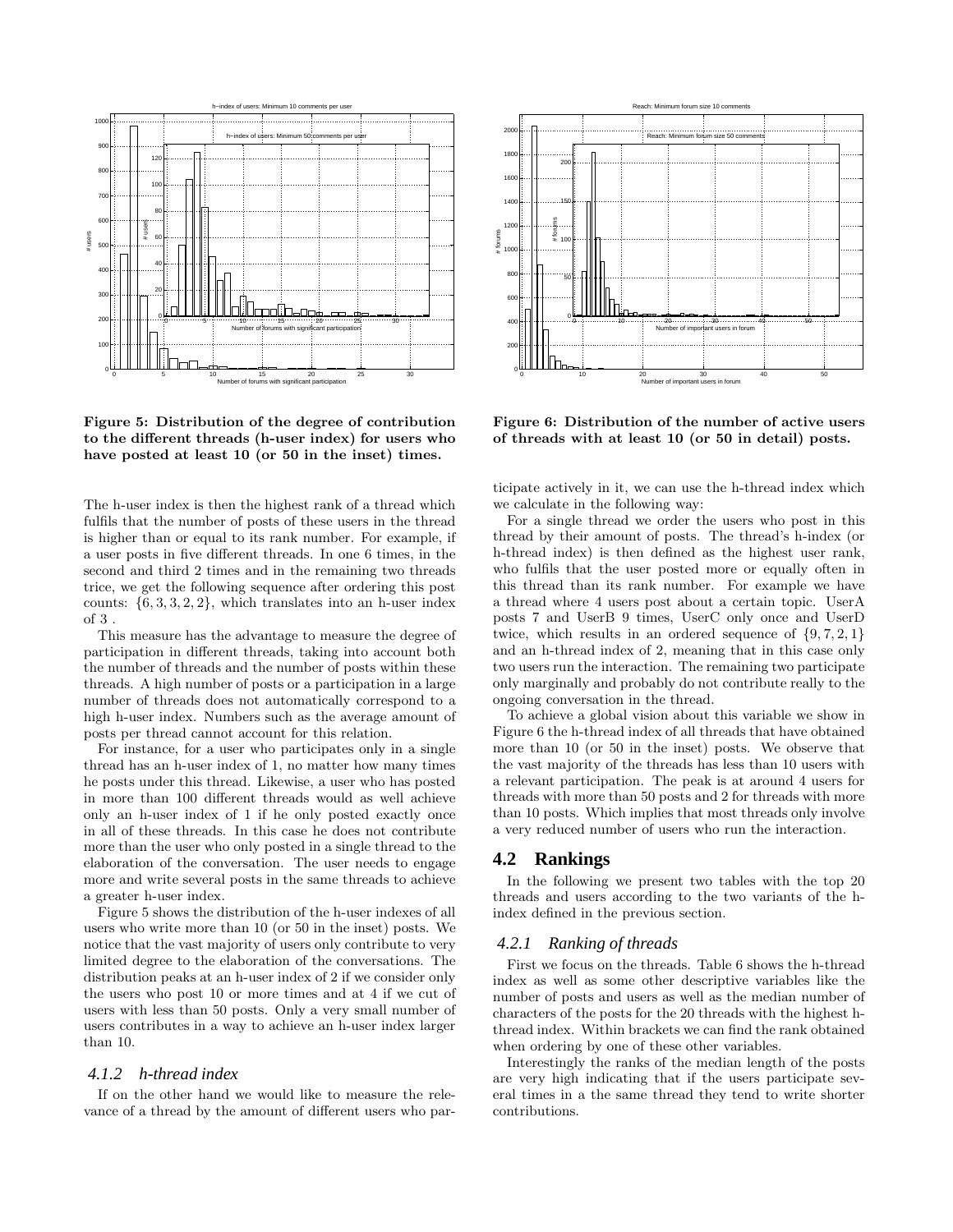Figure 5: Distribution of the degree of contribution to the different threads (h-user index) for users who have posted at least 10 (or 50 in the inset) times.

Figure 6: Distribution of the number of active users of threads with at least 10 (or 50 in detail) posts.

The h-user index is then the highest rank of a thread which fulfils that the number of posts of these users in the thread is higher than or equal to its rank number. For example, if a user posts in five different threads. In one 6 times, in the second and third 2 times and in the remaining two threads trice, we get the following sequence after ordering this post counts: $\{6, 3, 3, 2, 2\}$, which translates into an h-user index of 3 .

This measure has the advantage to measure the degree of participation in different threads, taking into account both the number of threads and the number of posts within these threads. A high number of posts or a participation in a large number of threads does not automatically correspond to a high h-user index. Numbers such as the average amount of posts per thread cannot account for this relation.

For instance, for a user who participates only in a single thread has an h-user index of 1, no matter how many times he posts under this thread. Likewise, a user who has posted in more than 100 different threads would as well achieve only an h-user index of 1 if he only posted exactly once in all of these threads. In this case he does not contribute more than the user who only posted in a single thread to the elaboration of the conversation. The user needs to engage more and write several posts in the same threads to achieve a greater h-user index.

Figure 5 shows the distribution of the h-user indexes of all users who write more than 10 (or 50 in the inset) posts. We notice that the vast majority of users only contribute to very limited degree to the elaboration of the conversations. The distribution peaks at an h-user index of 2 if we consider only the users who post 10 or more times and at 4 if we cut of users with less than 50 posts. Only a very small number of users contributes in a way to achieve an h-user index larger than 10.

### 4.1.2 h-thread index

If on the other hand we would like to measure the relevance of a thread by the amount of different users who participate actively in it, we can use the h-thread index which we calculate in the following way:

For a single thread we order the users who post in this thread by their amount of posts. The thread's h-index (or h-thread index) is then defined as the highest user rank, who fulfils that the user posted more or equally often in this thread than its rank number. For example we have a thread where 4 users post about a certain topic. UserA posts 7 and UserB 9 times, UserC only once and UserD twice, which results in an ordered sequence of $\{9, 7, 2, 1\}$ and an h-thread index of 2, meaning that in this case only two users run the interaction. The remaining two participate only marginally and probably do not contribute really to the ongoing conversation in the thread.

To achieve a global vision about this variable we show in Figure 6 the h-thread index of all threads that have obtained more than 10 (or 50 in the inset) posts. We observe that the vast majority of the threads has less than 10 users with a relevant participation. The peak is at around 4 users for threads with more than 50 posts and 2 for threads with more than 10 posts. Which implies that most threads only involve a very reduced number of users who run the interaction.

## 4.2 Rankings

In the following we present two tables with the top 20 threads and users according to the two variants of the h-index defined in the previous section.

### 4.2.1 Ranking of threads

First we focus on the threads. Table 6 shows the h-thread index as well as some other descriptive variables like the number of posts and users as well as the median number of characters of the posts for the 20 threads with the highest h-thread index. Within brackets we can find the rank obtained when ordering by one of these other variables.

Interestingly the ranks of the median length of the posts are very high indicating that if the users participate several times in a the same thread they tend to write shorter contributions.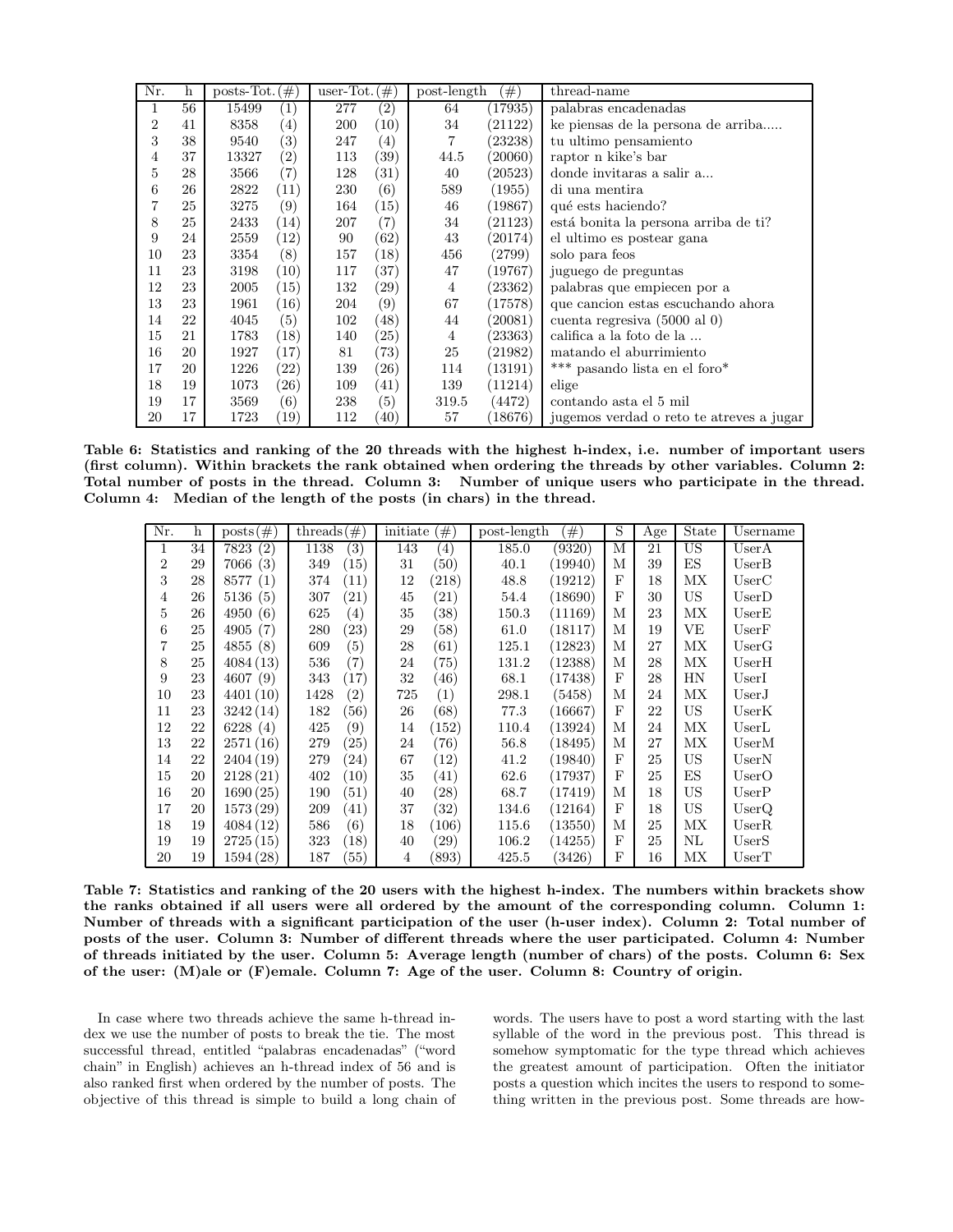| Nr. | h | posts-Tot. | (#) | user-Tot. | (#) | post-length | (#) | thread-name |
|---|---|---|---|---|---|---|---|---|
| 1 | 56 | 15499 | (1) | 277 | (2) | 64 | (17935) | palabras encadenadas |
| 2 | 41 | 8358 | (4) | 200 | (10) | 34 | (21122) | ke piensas de la persona de arriba..... |
| 3 | 38 | 9540 | (3) | 247 | (4) | 7 | (23238) | tu ultimo pensamiento |
| 4 | 37 | 13327 | (2) | 113 | (39) | 44.5 | (20060) | raptor n kike's bar |
| 5 | 28 | 3566 | (7) | 128 | (31) | 40 | (20523) | donde invitaras a salir a... |
| 6 | 26 | 2822 | (11) | 230 | (6) | 589 | (1955) | di una mentira |
| 7 | 25 | 3275 | (9) | 164 | (15) | 46 | (19867) | qué ests haciendo? |
| 8 | 25 | 2433 | (14) | 207 | (7) | 34 | (21123) | está bonita la persona arriba de ti? |
| 9 | 24 | 2559 | (12) | 90 | (62) | 43 | (20174) | el ultimo es postear gana |
| 10 | 23 | 3354 | (8) | 157 | (18) | 456 | (2799) | solo para feos |
| 11 | 23 | 3198 | (10) | 117 | (37) | 47 | (19767) | juguego de preguntas |
| 12 | 23 | 2005 | (15) | 132 | (29) | 4 | (23362) | palabras que empiecen por a |
| 13 | 23 | 1961 | (16) | 204 | (9) | 67 | (17578) | que cancion estas escuchando ahora |
| 14 | 22 | 4045 | (5) | 102 | (48) | 44 | (20081) | cuenta regresiva (5000 al 0) |
| 15 | 21 | 1783 | (18) | 140 | (25) | 4 | (23363) | califica a la foto de la ... |
| 16 | 20 | 1927 | (17) | 81 | (73) | 25 | (21982) | matando el aburrimiento |
| 17 | 20 | 1226 | (22) | 139 | (26) | 114 | (13191) | *** pasando lista en el foro* |
| 18 | 19 | 1073 | (26) | 109 | (41) | 139 | (11214) | elige |
| 19 | 17 | 3569 | (6) | 238 | (5) | 319.5 | (4472) | contando asta el 5 mil |
| 20 | 17 | 1723 | (19) | 112 | (40) | 57 | (18676) | jugemos verdad o reto te atreves a jugar |

**Table 6: Statistics and ranking of the 20 threads with the highest h-index, i.e. number of important users (first column). Within brackets the rank obtained when ordering the threads by other variables. Column 2: Total number of posts in the thread. Column 3: Number of unique users who participate in the thread. Column 4: Median of the length of the posts (in chars) in the thread.**

| Nr. | h | posts(#) | threads | (#) | initiate | (#) | post-length | (#) | S | Age | State | Username |
|---|---|---|---|---|---|---|---|---|---|---|---|---|
| 1 | 34 | 7823 (2) | 1138 | (3) | 143 | (4) | 185.0 | (9320) | M | 21 | US | UserA |
| 2 | 29 | 7066 (3) | 349 | (15) | 31 | (50) | 40.1 | (19940) | M | 39 | ES | UserB |
| 3 | 28 | 8577 (1) | 374 | (11) | 12 | (218) | 48.8 | (19212) | F | 18 | MX | UserC |
| 4 | 26 | 5136 (5) | 307 | (21) | 45 | (21) | 54.4 | (18690) | F | 30 | US | UserD |
| 5 | 26 | 4950 (6) | 625 | (4) | 35 | (38) | 150.3 | (11169) | M | 23 | MX | UserE |
| 6 | 25 | 4905 (7) | 280 | (23) | 29 | (58) | 61.0 | (18117) | M | 19 | VE | UserF |
| 7 | 25 | 4855 (8) | 609 | (5) | 28 | (61) | 125.1 | (12823) | M | 27 | MX | UserG |
| 8 | 25 | 4084 (13) | 536 | (7) | 24 | (75) | 131.2 | (12388) | M | 28 | MX | UserH |
| 9 | 23 | 4607 (9) | 343 | (17) | 32 | (46) | 68.1 | (17438) | F | 28 | HN | UserI |
| 10 | 23 | 4401 (10) | 1428 | (2) | 725 | (1) | 298.1 | (5458) | M | 24 | MX | UserJ |
| 11 | 23 | 3242 (14) | 182 | (56) | 26 | (68) | 77.3 | (16667) | F | 22 | US | UserK |
| 12 | 22 | 6228 (4) | 425 | (9) | 14 | (152) | 110.4 | (13924) | M | 24 | MX | UserL |
| 13 | 22 | 2571 (16) | 279 | (25) | 24 | (76) | 56.8 | (18495) | M | 27 | MX | UserM |
| 14 | 22 | 2404 (19) | 279 | (24) | 67 | (12) | 41.2 | (19840) | F | 25 | US | UserN |
| 15 | 20 | 2128 (21) | 402 | (10) | 35 | (41) | 62.6 | (17937) | F | 25 | ES | UserO |
| 16 | 20 | 1690 (25) | 190 | (51) | 40 | (28) | 68.7 | (17419) | M | 18 | US | UserP |
| 17 | 20 | 1573 (29) | 209 | (41) | 37 | (32) | 134.6 | (12164) | F | 18 | US | UserQ |
| 18 | 19 | 4084 (12) | 586 | (6) | 18 | (106) | 115.6 | (13550) | M | 25 | MX | UserR |
| 19 | 19 | 2725 (15) | 323 | (18) | 40 | (29) | 106.2 | (14255) | F | 25 | NL | UserS |
| 20 | 19 | 1594 (28) | 187 | (55) | 4 | (893) | 425.5 | (3426) | F | 16 | MX | UserT |

**Table 7: Statistics and ranking of the 20 users with the highest h-index. The numbers within brackets show the ranks obtained if all users were all ordered by the amount of the corresponding column. Column 1: Number of threads with a significant participation of the user (h-user index). Column 2: Total number of posts of the user. Column 3: Number of different threads where the user participated. Column 4: Number of threads initiated by the user. Column 5: Average length (number of chars) of the posts. Column 6: Sex of the user: (M)ale or (F)emale. Column 7: Age of the user. Column 8: Country of origin.**

In case where two threads achieve the same h-thread index we use the number of posts to break the tie. The most successful thread, entitled "palabras encadenadas" ("word chain" in English) achieves an h-thread index of 56 and is also ranked first when ordered by the number of posts. The objective of this thread is simple to build a long chain of words. The users have to post a word starting with the last syllable of the word in the previous post. This thread is somehow symptomatic for the type thread which achieves the greatest amount of participation. Often the initiator posts a question which incites the users to respond to something written in the previous post. Some threads are how-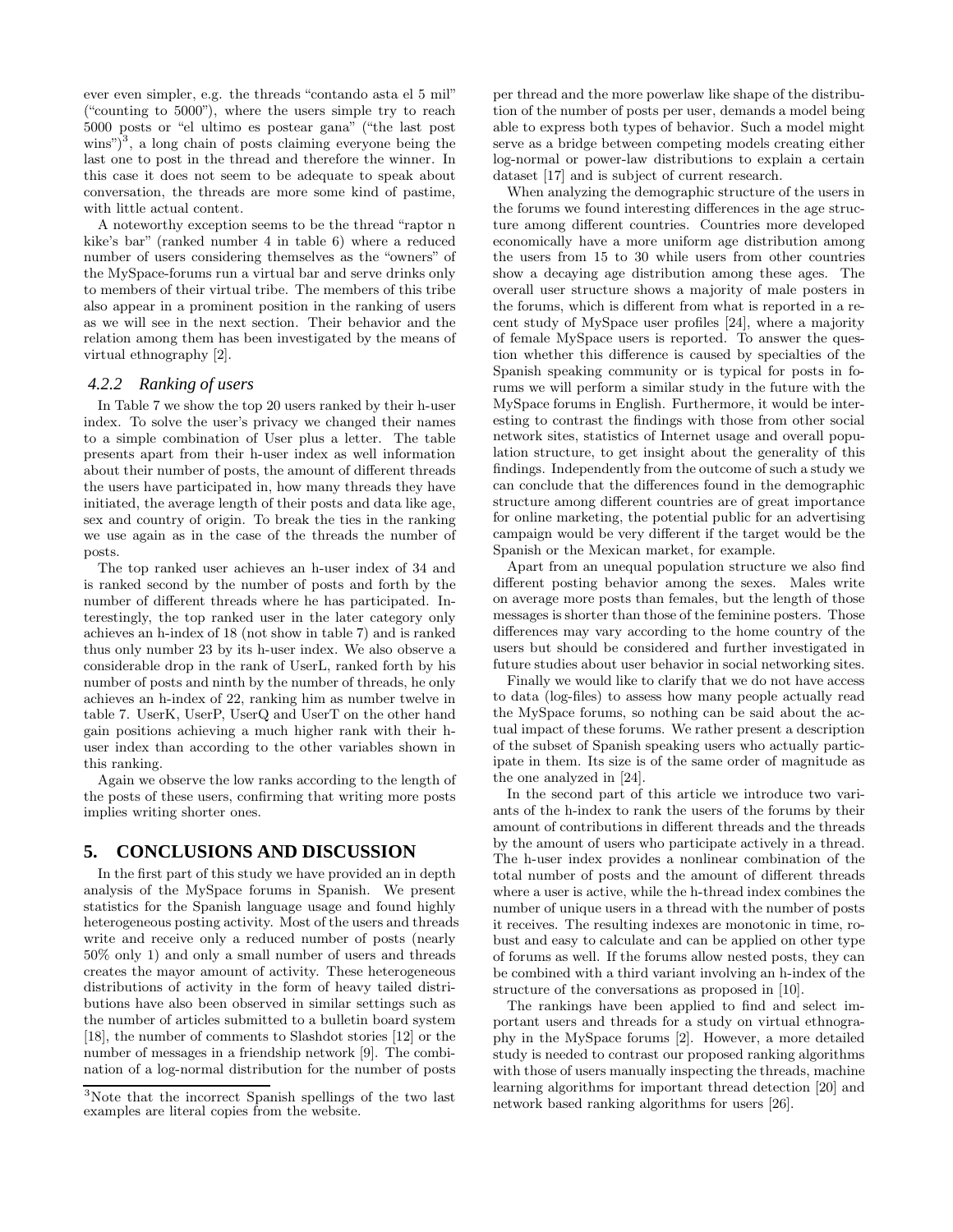ever even simpler, e.g. the threads "contando asta el 5 mil" ("counting to 5000"), where the users simple try to reach 5000 posts or "el ultimo es postear gana" ("the last post wins")[3], a long chain of posts claiming everyone being the last one to post in the thread and therefore the winner. In this case it does not seem to be adequate to speak about conversation, the threads are more some kind of pastime, with little actual content.

A noteworthy exception seems to be the thread "raptor n kike's bar" (ranked number 4 in table 6) where a reduced number of users considering themselves as the "owners" of the MySpace-forums run a virtual bar and serve drinks only to members of their virtual tribe. The members of this tribe also appear in a prominent position in the ranking of users as we will see in the next section. Their behavior and the relation among them has been investigated by the means of virtual ethnography [2].

### *4.2.2 Ranking of users*

In Table 7 we show the top 20 users ranked by their h-user index. To solve the user's privacy we changed their names to a simple combination of User plus a letter. The table presents apart from their h-user index as well information about their number of posts, the amount of different threads the users have participated in, how many threads they have initiated, the average length of their posts and data like age, sex and country of origin. To break the ties in the ranking we use again as in the case of the threads the number of posts.

The top ranked user achieves an h-user index of 34 and is ranked second by the number of posts and forth by the number of different threads where he has participated. Interestingly, the top ranked user in the later category only achieves an h-index of 18 (not show in table 7) and is ranked thus only number 23 by its h-user index. We also observe a considerable drop in the rank of UserL, ranked forth by his number of posts and ninth by the number of threads, he only achieves an h-index of 22, ranking him as number twelve in table 7. UserK, UserP, UserQ and UserT on the other hand gain positions achieving a much higher rank with their h-user index than according to the other variables shown in this ranking.

Again we observe the low ranks according to the length of the posts of these users, confirming that writing more posts implies writing shorter ones.

## 5. CONCLUSIONS AND DISCUSSION

In the first part of this study we have provided an in depth analysis of the MySpace forums in Spanish. We present statistics for the Spanish language usage and found highly heterogeneous posting activity. Most of the users and threads write and receive only a reduced number of posts (nearly 50% only 1) and only a small number of users and threads creates the mayor amount of activity. These heterogeneous distributions of activity in the form of heavy tailed distributions have also been observed in similar settings such as the number of articles submitted to a bulletin board system [18], the number of comments to Slashdot stories [12] or the number of messages in a friendship network [9]. The combination of a log-normal distribution for the number of posts per thread and the more powerlaw like shape of the distribution of the number of posts per user, demands a model being able to express both types of behavior. Such a model might serve as a bridge between competing models creating either log-normal or power-law distributions to explain a certain dataset [17] and is subject of current research.

When analyzing the demographic structure of the users in the forums we found interesting differences in the age structure among different countries. Countries more developed economically have a more uniform age distribution among the users from 15 to 30 while users from other countries show a decaying age distribution among these ages. The overall user structure shows a majority of male posters in the forums, which is different from what is reported in a recent study of MySpace user profiles [24], where a majority of female MySpace users is reported. To answer the question whether this difference is caused by specialties of the Spanish speaking community or is typical for posts in forums we will perform a similar study in the future with the MySpace forums in English. Furthermore, it would be interesting to contrast the findings with those from other social network sites, statistics of Internet usage and overall population structure, to get insight about the generality of this findings. Independently from the outcome of such a study we can conclude that the differences found in the demographic structure among different countries are of great importance for online marketing, the potential public for an advertising campaign would be very different if the target would be the Spanish or the Mexican market, for example.

Apart from an unequal population structure we also find different posting behavior among the sexes. Males write on average more posts than females, but the length of those messages is shorter than those of the feminine posters. Those differences may vary according to the home country of the users but should be considered and further investigated in future studies about user behavior in social networking sites.

Finally we would like to clarify that we do not have access to data (log-files) to assess how many people actually read the MySpace forums, so nothing can be said about the actual impact of these forums. We rather present a description of the subset of Spanish speaking users who actually participate in them. Its size is of the same order of magnitude as the one analyzed in [24].

In the second part of this article we introduce two variants of the h-index to rank the users of the forums by their amount of contributions in different threads and the threads by the amount of users who participate actively in a thread. The h-user index provides a nonlinear combination of the total number of posts and the amount of different threads where a user is active, while the h-thread index combines the number of unique users in a thread with the number of posts it receives. The resulting indexes are monotonic in time, robust and easy to calculate and can be applied on other type of forums as well. If the forums allow nested posts, they can be combined with a third variant involving an h-index of the structure of the conversations as proposed in [10].

The rankings have been applied to find and select important users and threads for a study on virtual ethnography in the MySpace forums [2]. However, a more detailed study is needed to contrast our proposed ranking algorithms with those of users manually inspecting the threads, machine learning algorithms for important thread detection [20] and network based ranking algorithms for users [26].

[3]Note that the incorrect Spanish spellings of the two last examples are literal copies from the website.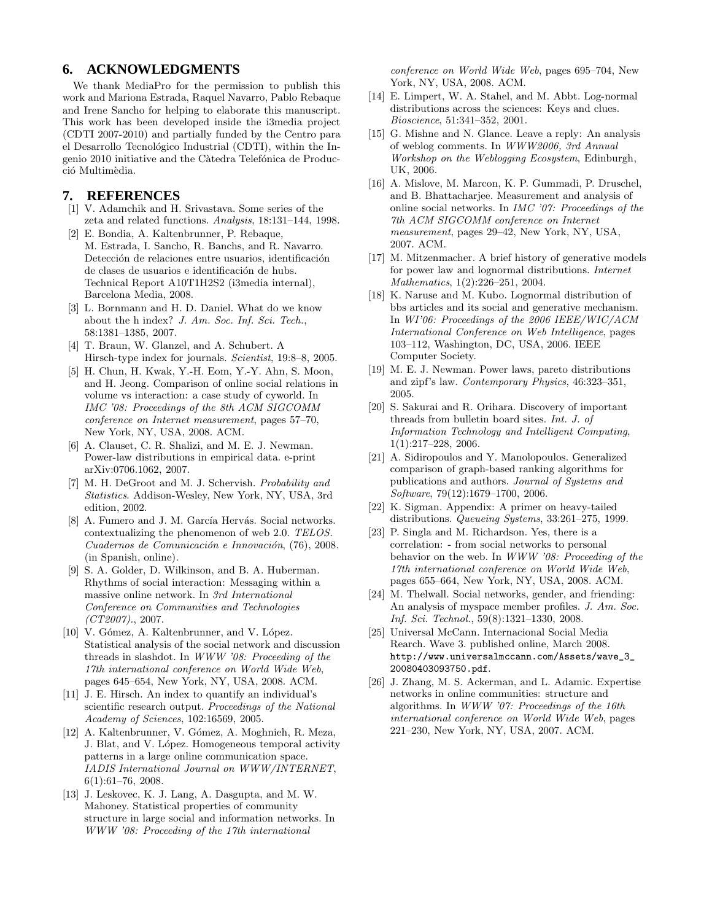## 6. ACKNOWLEDGMENTS

We thank MediaPro for the permission to publish this work and Mariona Estrada, Raquel Navarro, Pablo Rebaque and Irene Sancho for helping to elaborate this manuscript. This work has been developed inside the i3media project (CDTI 2007-2010) and partially funded by the Centro para el Desarrollo Tecnológico Industrial (CDTI), within the Ingenio 2010 initiative and the Càtedra Telefónica de Producció Multimèdia.

## 7. REFERENCES

[1] V. Adamchik and H. Srivastava. Some series of the zeta and related functions. *Analysis*, 18:131–144, 1998.

[2] E. Bondia, A. Kaltenbrunner, P. Rebaque, M. Estrada, I. Sancho, R. Banchs, and R. Navarro. Detección de relaciones entre usuarios, identificación de clases de usuarios e identificación de hubs. Technical Report A10T1H2S2 (i3media internal), Barcelona Media, 2008.

[3] L. Bornmann and H. D. Daniel. What do we know about the h index? *J. Am. Soc. Inf. Sci. Tech.*, 58:1381–1385, 2007.

[4] T. Braun, W. Glanzel, and A. Schubert. A Hirsch-type index for journals. *Scientist*, 19:8–8, 2005.

[5] H. Chun, H. Kwak, Y.-H. Eom, Y.-Y. Ahn, S. Moon, and H. Jeong. Comparison of online social relations in volume vs interaction: a case study of cyworld. In *IMC '08: Proceedings of the 8th ACM SIGCOMM conference on Internet measurement*, pages 57–70, New York, NY, USA, 2008. ACM.

[6] A. Clauset, C. R. Shalizi, and M. E. J. Newman. Power-law distributions in empirical data. e-print arXiv:0706.1062, 2007.

[7] M. H. DeGroot and M. J. Schervish. *Probability and Statistics*. Addison-Wesley, New York, NY, USA, 3rd edition, 2002.

[8] A. Fumero and J. M. García Hervás. Social networks. contextualizing the phenomenon of web 2.0. *TELOS. Cuadernos de Comunicación e Innovación*, (76), 2008. (in Spanish, online).

[9] S. A. Golder, D. Wilkinson, and B. A. Huberman. Rhythms of social interaction: Messaging within a massive online network. In *3rd International Conference on Communities and Technologies (CT2007).*, 2007.

[10] V. Gómez, A. Kaltenbrunner, and V. López. Statistical analysis of the social network and discussion threads in slashdot. In *WWW '08: Proceeding of the 17th international conference on World Wide Web*, pages 645–654, New York, NY, USA, 2008. ACM.

[11] J. E. Hirsch. An index to quantify an individual's scientific research output. *Proceedings of the National Academy of Sciences*, 102:16569, 2005.

[12] A. Kaltenbrunner, V. Gómez, A. Moghnieh, R. Meza, J. Blat, and V. López. Homogeneous temporal activity patterns in a large online communication space. *IADIS International Journal on WWW/INTERNET*, 6(1):61–76, 2008.

[13] J. Leskovec, K. J. Lang, A. Dasgupta, and M. W. Mahoney. Statistical properties of community structure in large social and information networks. In *WWW '08: Proceeding of the 17th international conference on World Wide Web*, pages 695–704, New York, NY, USA, 2008. ACM.

[14] E. Limpert, W. A. Stahel, and M. Abbt. Log-normal distributions across the sciences: Keys and clues. *Bioscience*, 51:341–352, 2001.

[15] G. Mishne and N. Glance. Leave a reply: An analysis of weblog comments. In *WWW2006, 3rd Annual Workshop on the Weblogging Ecosystem*, Edinburgh, UK, 2006.

[16] A. Mislove, M. Marcon, K. P. Gummadi, P. Druschel, and B. Bhattacharjee. Measurement and analysis of online social networks. In *IMC '07: Proceedings of the 7th ACM SIGCOMM conference on Internet measurement*, pages 29–42, New York, NY, USA, 2007. ACM.

[17] M. Mitzenmacher. A brief history of generative models for power law and lognormal distributions. *Internet Mathematics*, 1(2):226–251, 2004.

[18] K. Naruse and M. Kubo. Lognormal distribution of bbs articles and its social and generative mechanism. In *WI'06: Proceedings of the 2006 IEEE/WIC/ACM International Conference on Web Intelligence*, pages 103–112, Washington, DC, USA, 2006. IEEE Computer Society.

[19] M. E. J. Newman. Power laws, pareto distributions and zipf's law. *Contemporary Physics*, 46:323–351, 2005.

[20] S. Sakurai and R. Orihara. Discovery of important threads from bulletin board sites. *Int. J. of Information Technology and Intelligent Computing*, 1(1):217–228, 2006.

[21] A. Sidiropoulos and Y. Manolopoulos. Generalized comparison of graph-based ranking algorithms for publications and authors. *Journal of Systems and Software*, 79(12):1679–1700, 2006.

[22] K. Sigman. Appendix: A primer on heavy-tailed distributions. *Queueing Systems*, 33:261–275, 1999.

[23] P. Singla and M. Richardson. Yes, there is a correlation: - from social networks to personal behavior on the web. In *WWW '08: Proceeding of the 17th international conference on World Wide Web*, pages 655–664, New York, NY, USA, 2008. ACM.

[24] M. Thelwall. Social networks, gender, and friending: An analysis of myspace member profiles. *J. Am. Soc. Inf. Sci. Technol.*, 59(8):1321–1330, 2008.

[25] Universal McCann. Internacional Social Media Rearch. Wave 3. published online, March 2008. http://www.universalmccann.com/Assets/wave_3_20080403093750.pdf.

[26] J. Zhang, M. S. Ackerman, and L. Adamic. Expertise networks in online communities: structure and algorithms. In *WWW '07: Proceedings of the 16th international conference on World Wide Web*, pages 221–230, New York, NY, USA, 2007. ACM.